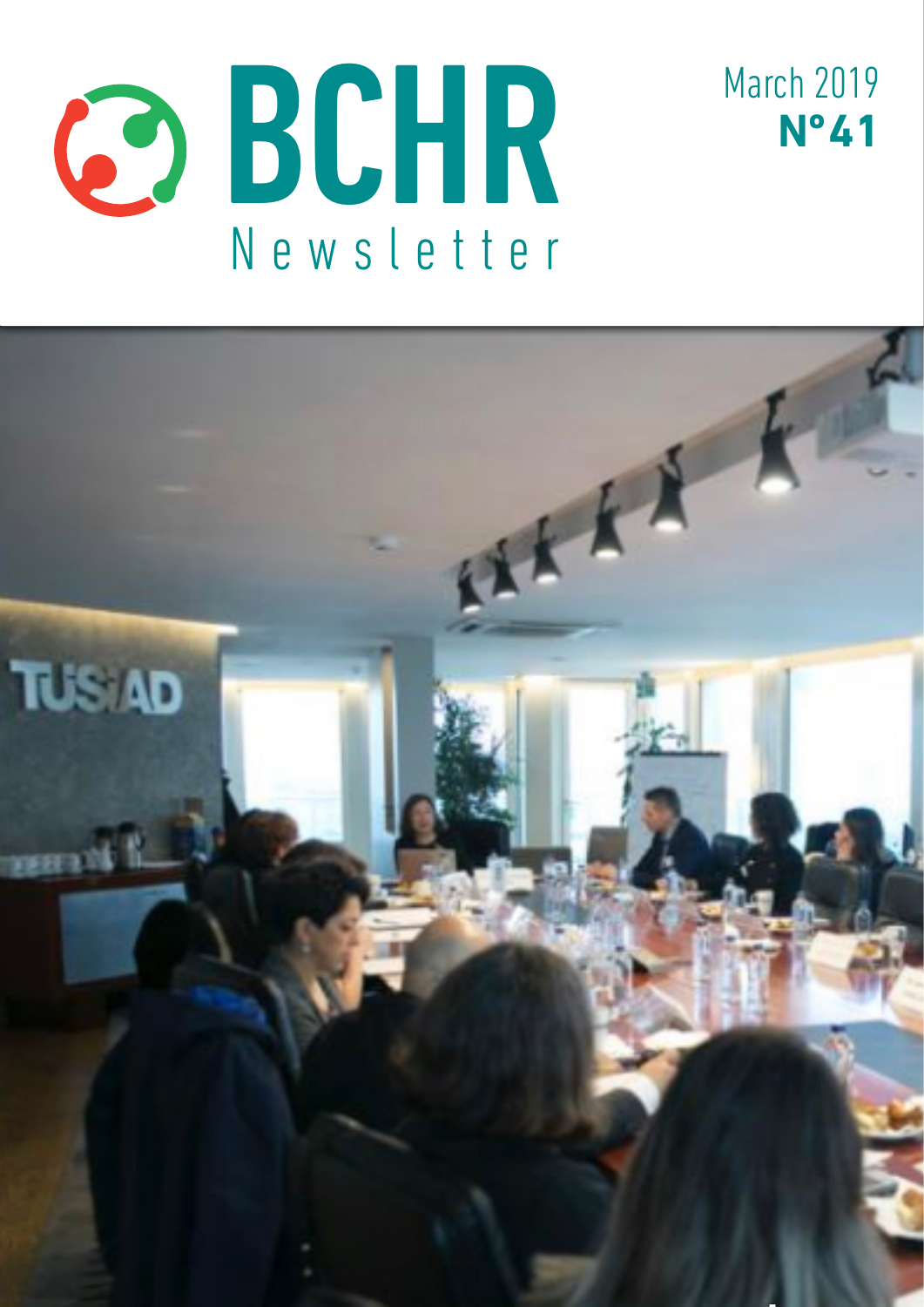# BCHR Newsletter

March 2019
**N°41**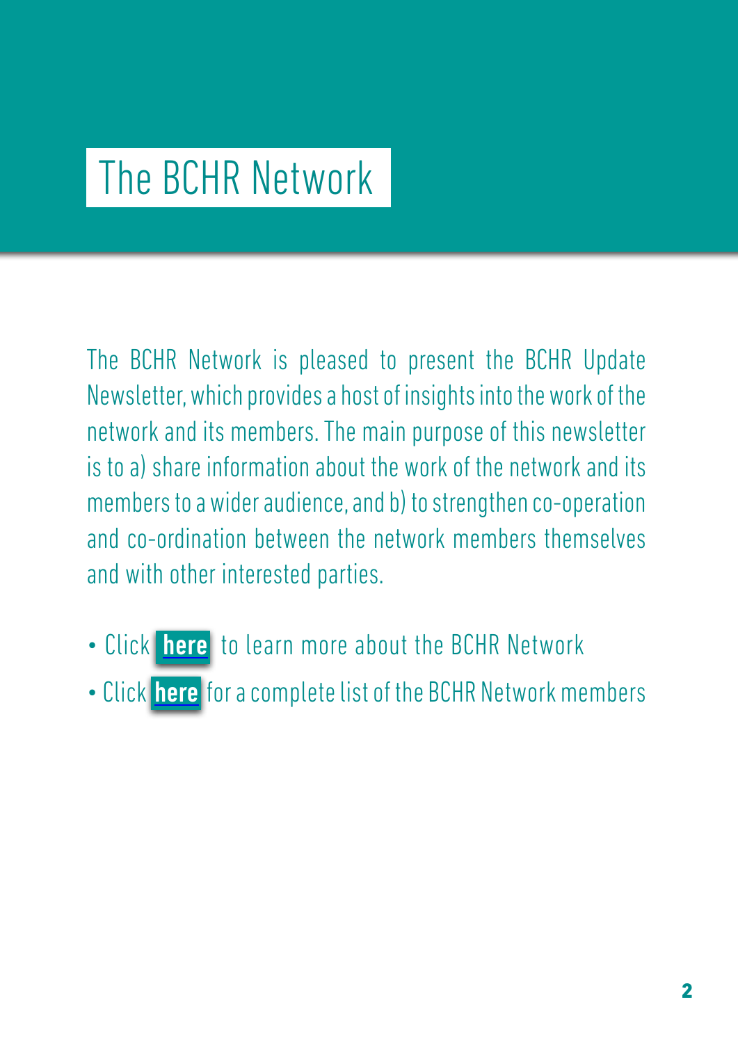# The BCHR Network

The BCHR Network is pleased to present the BCHR Update Newsletter, which provides a host of insights into the work of the network and its members. The main purpose of this newsletter is to a) share information about the work of the network and its members to a wider audience, and b) to strengthen co-operation and co-ordination between the network members themselves and with other interested parties.

- Click **here** to learn more about the BCHR Network
- Click **here** for a complete list of the BCHR Network members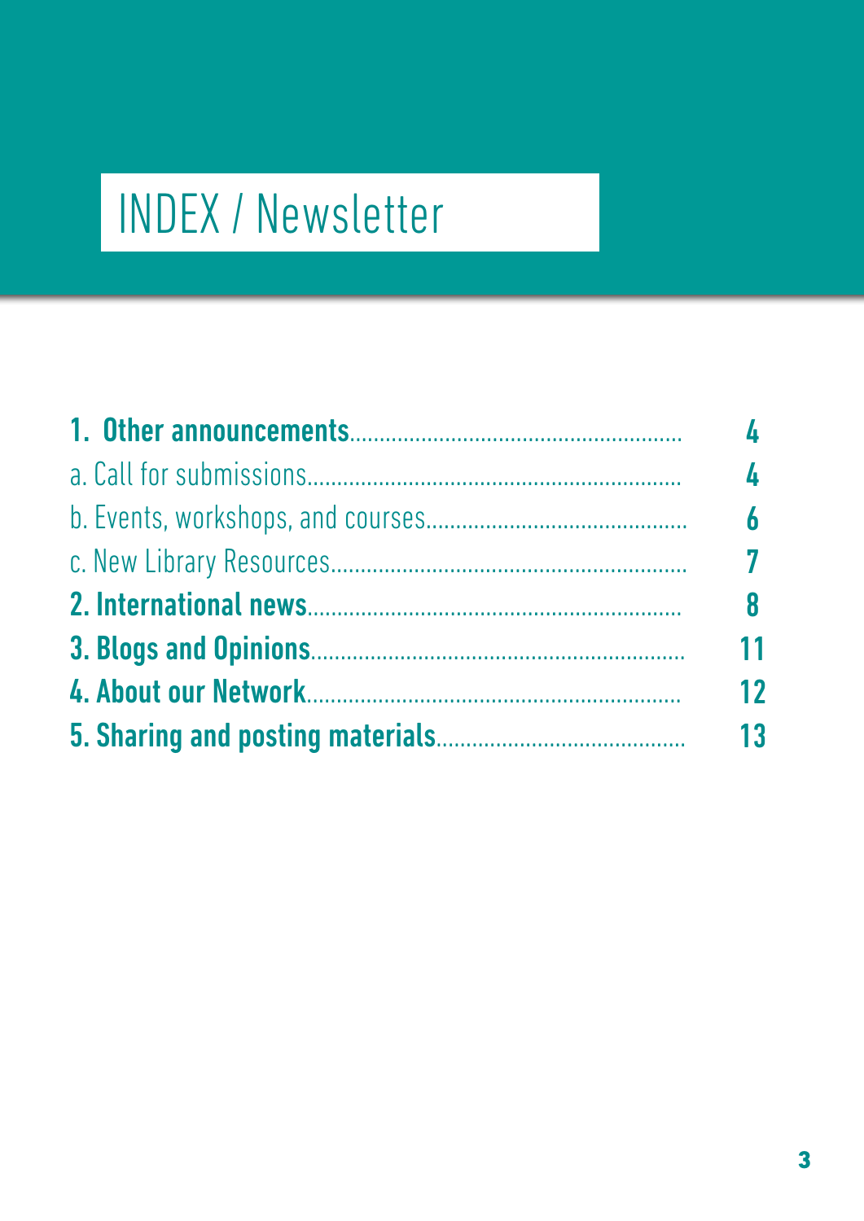# INDEX / Newsletter

| | |
|---|---|
| **1. Other announcements** | **4** |
| a. Call for submissions | **4** |
| b. Events, workshops, and courses | **6** |
| c. New Library Resources | **7** |
| **2. International news** | **8** |
| **3. Blogs and Opinions** | **11** |
| **4. About our Network** | **12** |
| **5. Sharing and posting materials** | **13** |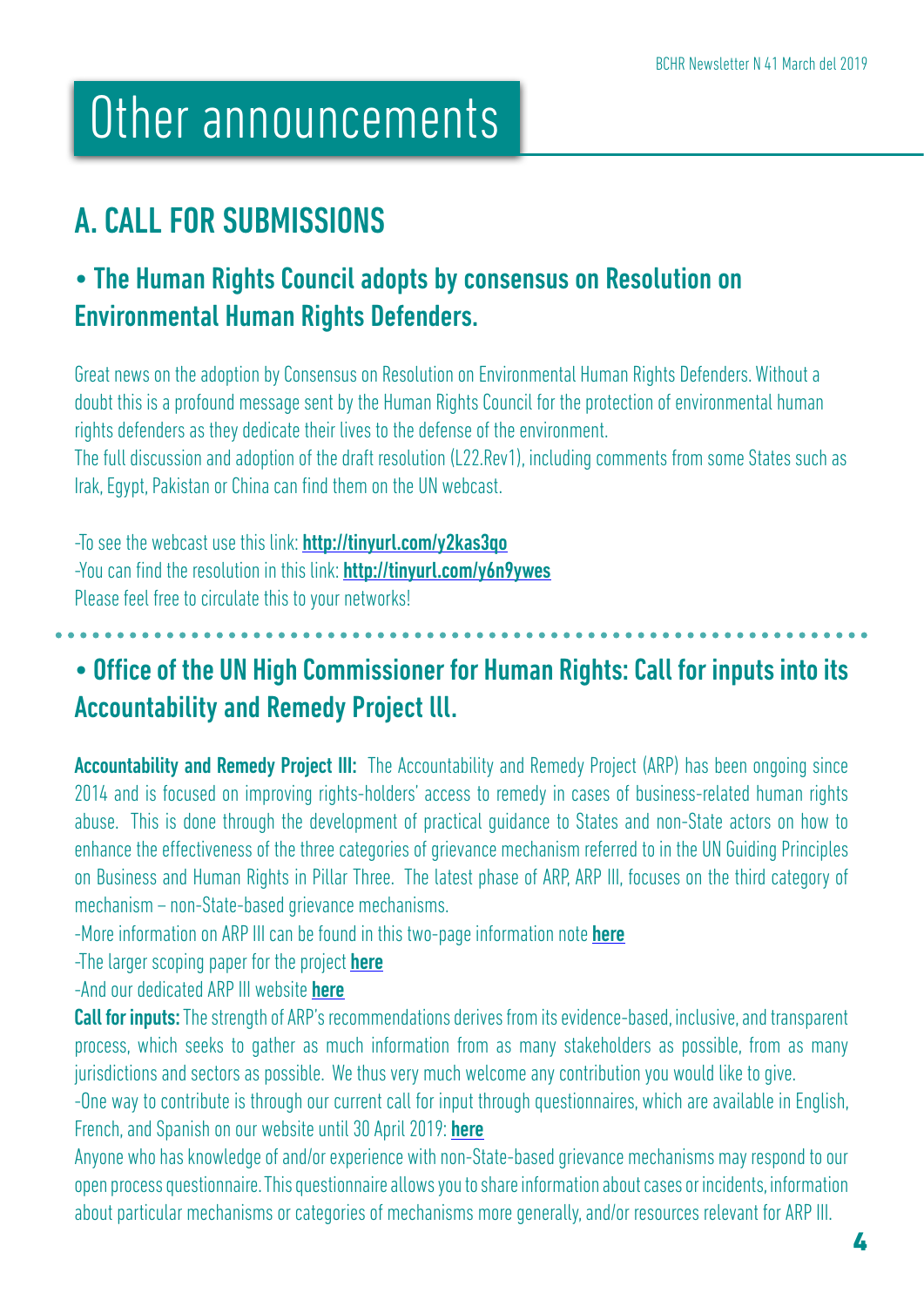# Other announcements

## A. CALL FOR SUBMISSIONS

### • The Human Rights Council adopts by consensus on Resolution on Environmental Human Rights Defenders.

Great news on the adoption by Consensus on Resolution on Environmental Human Rights Defenders. Without a doubt this is a profound message sent by the Human Rights Council for the protection of environmental human rights defenders as they dedicate their lives to the defense of the environment.
The full discussion and adoption of the draft resolution (L22.Rev1), including comments from some States such as Irak, Egypt, Pakistan or China can find them on the UN webcast.

-To see the webcast use this link: **http://tinyurl.com/y2kas3qo**
-You can find the resolution in this link: **http://tinyurl.com/y6n9ywes**
Please feel free to circulate this to your networks!

### • Office of the UN High Commissioner for Human Rights: Call for inputs into its Accountability and Remedy Project lll.

**Accountability and Remedy Project III:** The Accountability and Remedy Project (ARP) has been ongoing since 2014 and is focused on improving rights-holders' access to remedy in cases of business-related human rights abuse. This is done through the development of practical guidance to States and non-State actors on how to enhance the effectiveness of the three categories of grievance mechanism referred to in the UN Guiding Principles on Business and Human Rights in Pillar Three. The latest phase of ARP, ARP III, focuses on the third category of mechanism – non-State-based grievance mechanisms.

-More information on ARP III can be found in this two-page information note **here**
-The larger scoping paper for the project **here**
-And our dedicated ARP III website **here**

**Call for inputs:** The strength of ARP's recommendations derives from its evidence-based, inclusive, and transparent process, which seeks to gather as much information from as many stakeholders as possible, from as many jurisdictions and sectors as possible. We thus very much welcome any contribution you would like to give.

-One way to contribute is through our current call for input through questionnaires, which are available in English, French, and Spanish on our website until 30 April 2019: **here**

Anyone who has knowledge of and/or experience with non-State-based grievance mechanisms may respond to our open process questionnaire. This questionnaire allows you to share information about cases or incidents, information about particular mechanisms or categories of mechanisms more generally, and/or resources relevant for ARP III.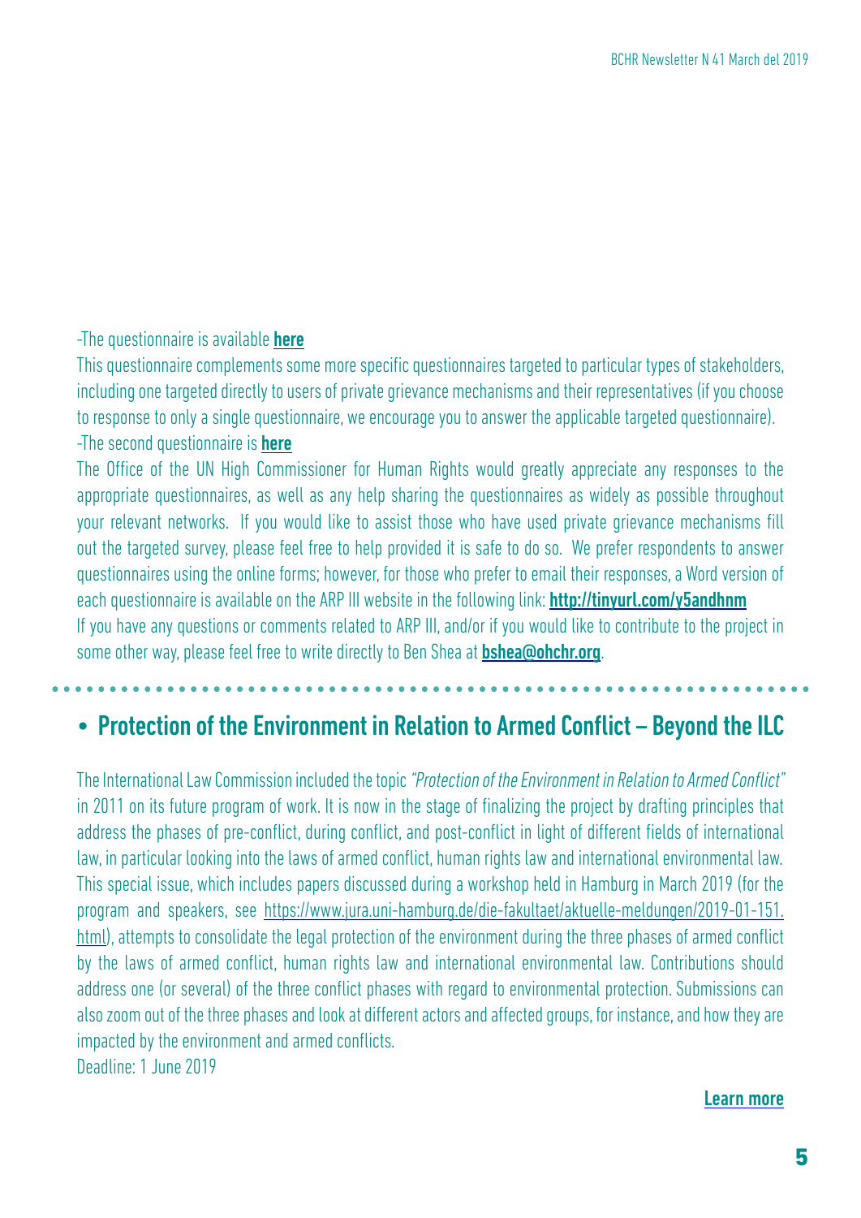-The questionnaire is available **here**

This questionnaire complements some more specific questionnaires targeted to particular types of stakeholders, including one targeted directly to users of private grievance mechanisms and their representatives (if you choose to response to only a single questionnaire, we encourage you to answer the applicable targeted questionnaire).

-The second questionnaire is **here**

The Office of the UN High Commissioner for Human Rights would greatly appreciate any responses to the appropriate questionnaires, as well as any help sharing the questionnaires as widely as possible throughout your relevant networks. If you would like to assist those who have used private grievance mechanisms fill out the targeted survey, please feel free to help provided it is safe to do so. We prefer respondents to answer questionnaires using the online forms; however, for those who prefer to email their responses, a Word version of each questionnaire is available on the ARP III website in the following link: **http://tinyurl.com/y5andhnm**

If you have any questions or comments related to ARP III, and/or if you would like to contribute to the project in some other way, please feel free to write directly to Ben Shea at **bshea@ohchr.org**.

## • Protection of the Environment in Relation to Armed Conflict – Beyond the ILC

The International Law Commission included the topic *"Protection of the Environment in Relation to Armed Conflict"* in 2011 on its future program of work. It is now in the stage of finalizing the project by drafting principles that address the phases of pre-conflict, during conflict, and post-conflict in light of different fields of international law, in particular looking into the laws of armed conflict, human rights law and international environmental law. This special issue, which includes papers discussed during a workshop held in Hamburg in March 2019 (for the program and speakers, see https://www.jura.uni-hamburg.de/die-fakultaet/aktuelle-meldungen/2019-01-151.html), attempts to consolidate the legal protection of the environment during the three phases of armed conflict by the laws of armed conflict, human rights law and international environmental law. Contributions should address one (or several) of the three conflict phases with regard to environmental protection. Submissions can also zoom out of the three phases and look at different actors and affected groups, for instance, and how they are impacted by the environment and armed conflicts.

Deadline: 1 June 2019

**Learn more**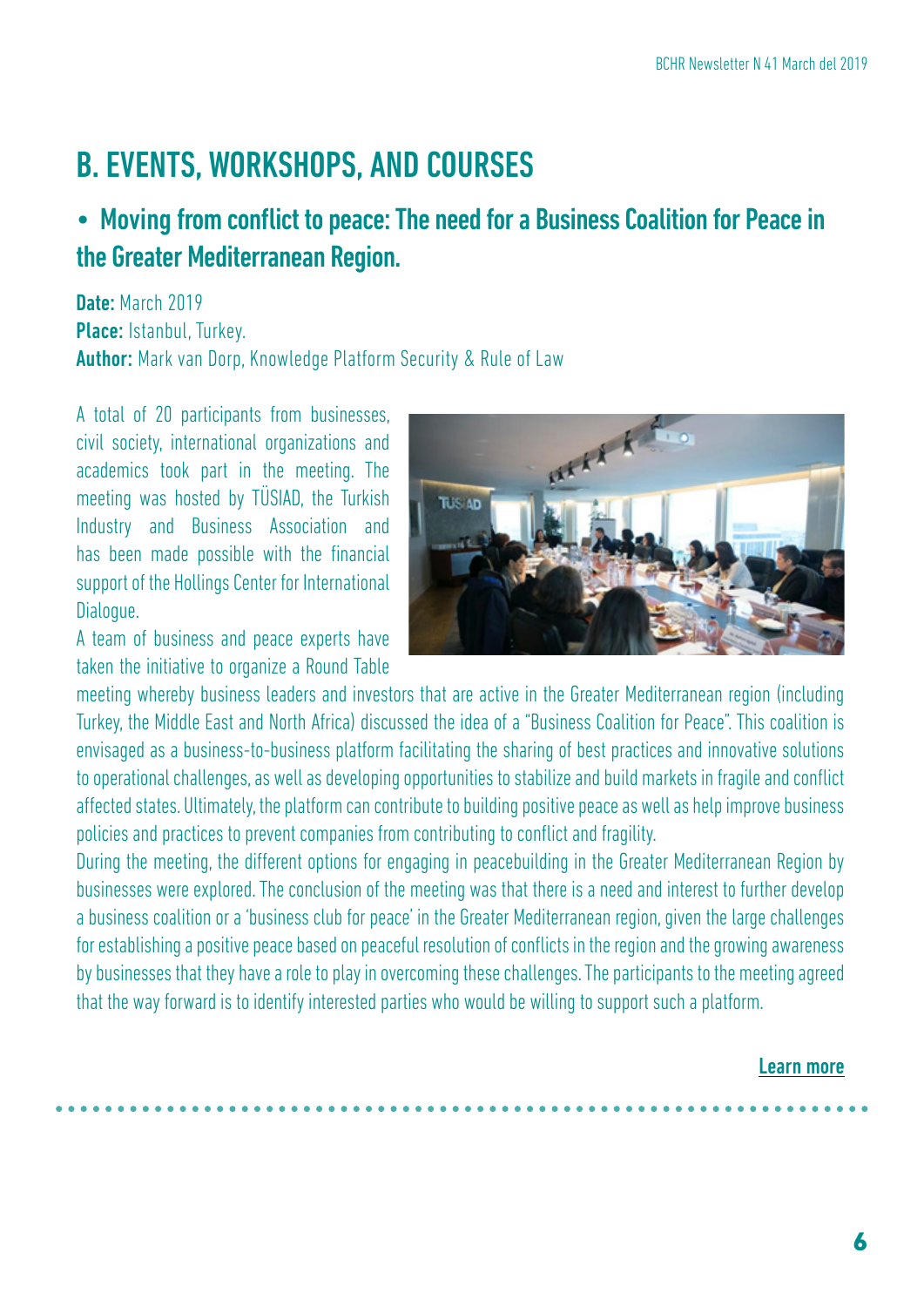## B. EVENTS, WORKSHOPS, AND COURSES

### • Moving from conflict to peace: The need for a Business Coalition for Peace in the Greater Mediterranean Region.

**Date:** March 2019
**Place:** Istanbul, Turkey.
**Author:** Mark van Dorp, Knowledge Platform Security & Rule of Law

A total of 20 participants from businesses, civil society, international organizations and academics took part in the meeting. The meeting was hosted by TÜSIAD, the Turkish Industry and Business Association and has been made possible with the financial support of the Hollings Center for International Dialogue.

A team of business and peace experts have taken the initiative to organize a Round Table meeting whereby business leaders and investors that are active in the Greater Mediterranean region (including Turkey, the Middle East and North Africa) discussed the idea of a "Business Coalition for Peace". This coalition is envisaged as a business-to-business platform facilitating the sharing of best practices and innovative solutions to operational challenges, as well as developing opportunities to stabilize and build markets in fragile and conflict affected states. Ultimately, the platform can contribute to building positive peace as well as help improve business policies and practices to prevent companies from contributing to conflict and fragility.

During the meeting, the different options for engaging in peacebuilding in the Greater Mediterranean Region by businesses were explored. The conclusion of the meeting was that there is a need and interest to further develop a business coalition or a 'business club for peace' in the Greater Mediterranean region, given the large challenges for establishing a positive peace based on peaceful resolution of conflicts in the region and the growing awareness by businesses that they have a role to play in overcoming these challenges. The participants to the meeting agreed that the way forward is to identify interested parties who would be willing to support such a platform.

**Learn more**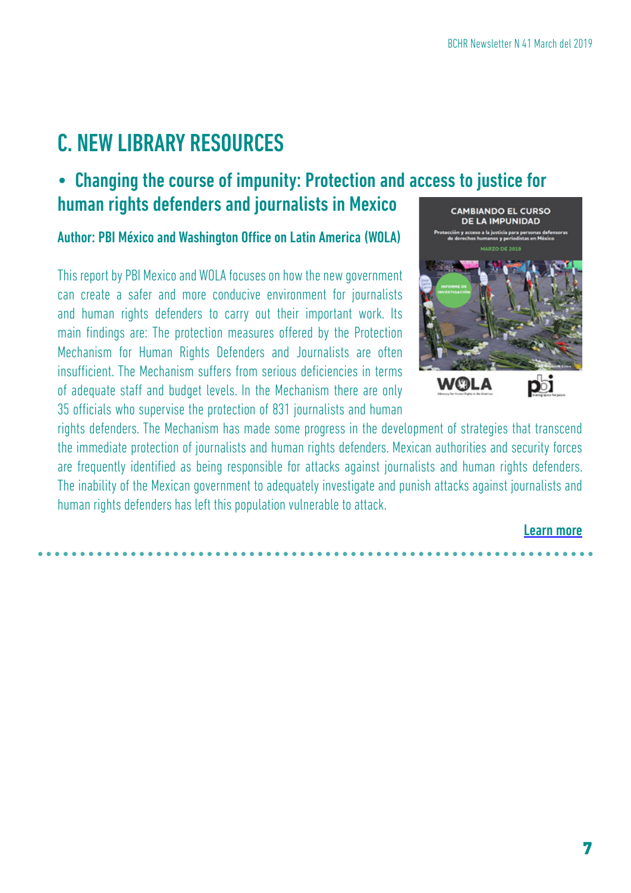## C. NEW LIBRARY RESOURCES

### • Changing the course of impunity: Protection and access to justice for human rights defenders and journalists in Mexico

**Author: PBI México and Washington Office on Latin America (WOLA)**

This report by PBI Mexico and WOLA focuses on how the new government can create a safer and more conducive environment for journalists and human rights defenders to carry out their important work. Its main findings are: The protection measures offered by the Protection Mechanism for Human Rights Defenders and Journalists are often insufficient. The Mechanism suffers from serious deficiencies in terms of adequate staff and budget levels. In the Mechanism there are only 35 officials who supervise the protection of 831 journalists and human rights defenders. The Mechanism has made some progress in the development of strategies that transcend the immediate protection of journalists and human rights defenders. Mexican authorities and security forces are frequently identified as being responsible for attacks against journalists and human rights defenders. The inability of the Mexican government to adequately investigate and punish attacks against journalists and human rights defenders has left this population vulnerable to attack.

**Learn more**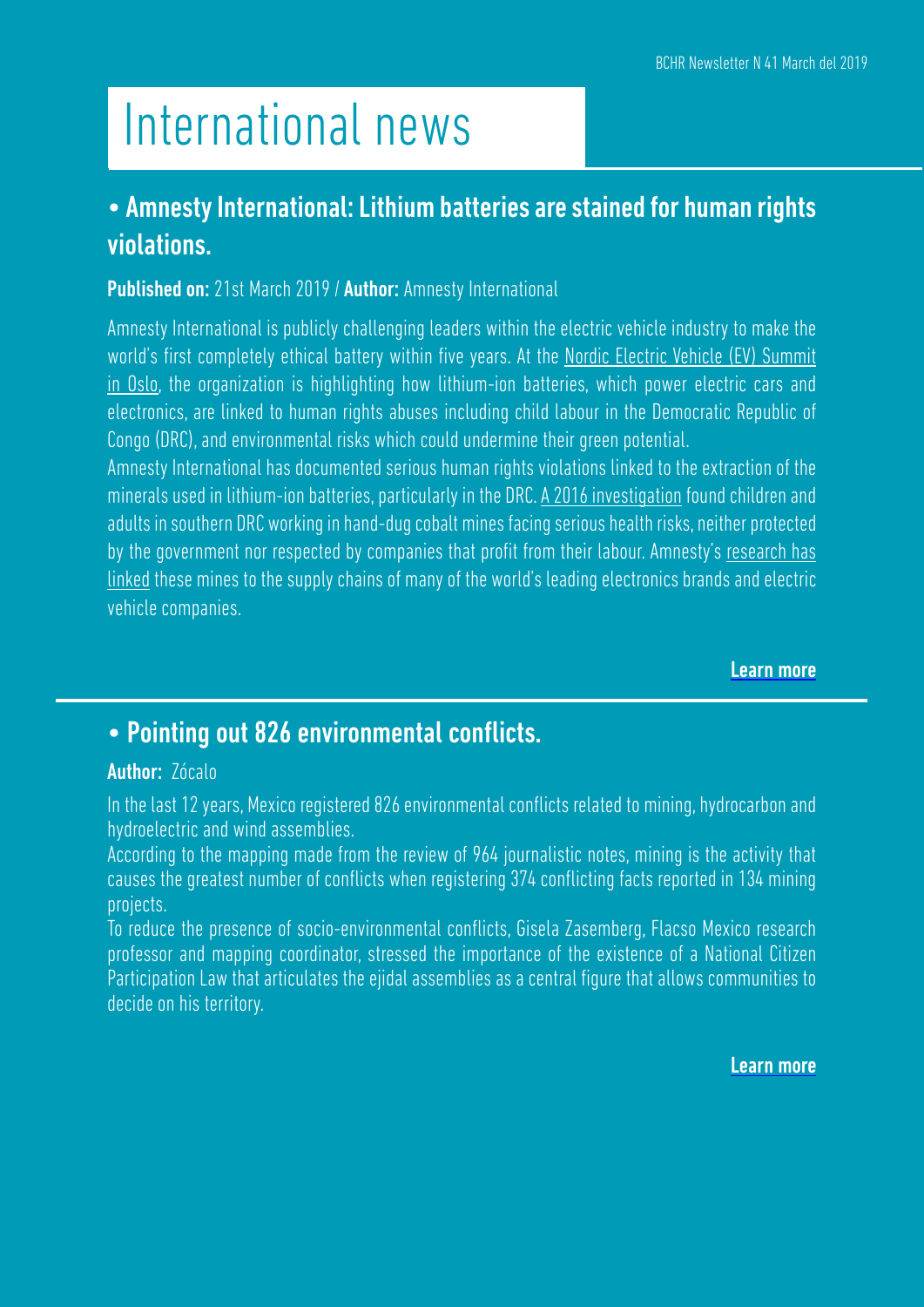# International news

## • Amnesty International: Lithium batteries are stained for human rights violations.

**Published on:** 21st March 2019 / **Author:** Amnesty International

Amnesty International is publicly challenging leaders within the electric vehicle industry to make the world's first completely ethical battery within five years. At the Nordic Electric Vehicle (EV) Summit in Oslo, the organization is highlighting how lithium-ion batteries, which power electric cars and electronics, are linked to human rights abuses including child labour in the Democratic Republic of Congo (DRC), and environmental risks which could undermine their green potential.

Amnesty International has documented serious human rights violations linked to the extraction of the minerals used in lithium-ion batteries, particularly in the DRC. A 2016 investigation found children and adults in southern DRC working in hand-dug cobalt mines facing serious health risks, neither protected by the government nor respected by companies that profit from their labour. Amnesty's research has linked these mines to the supply chains of many of the world's leading electronics brands and electric vehicle companies.

**Learn more**

## • Pointing out 826 environmental conflicts.

**Author:** Zócalo

In the last 12 years, Mexico registered 826 environmental conflicts related to mining, hydrocarbon and hydroelectric and wind assemblies.

According to the mapping made from the review of 964 journalistic notes, mining is the activity that causes the greatest number of conflicts when registering 374 conflicting facts reported in 134 mining projects.

To reduce the presence of socio-environmental conflicts, Gisela Zasemberg, Flacso Mexico research professor and mapping coordinator, stressed the importance of the existence of a National Citizen Participation Law that articulates the ejidal assemblies as a central figure that allows communities to decide on his territory.

**Learn more**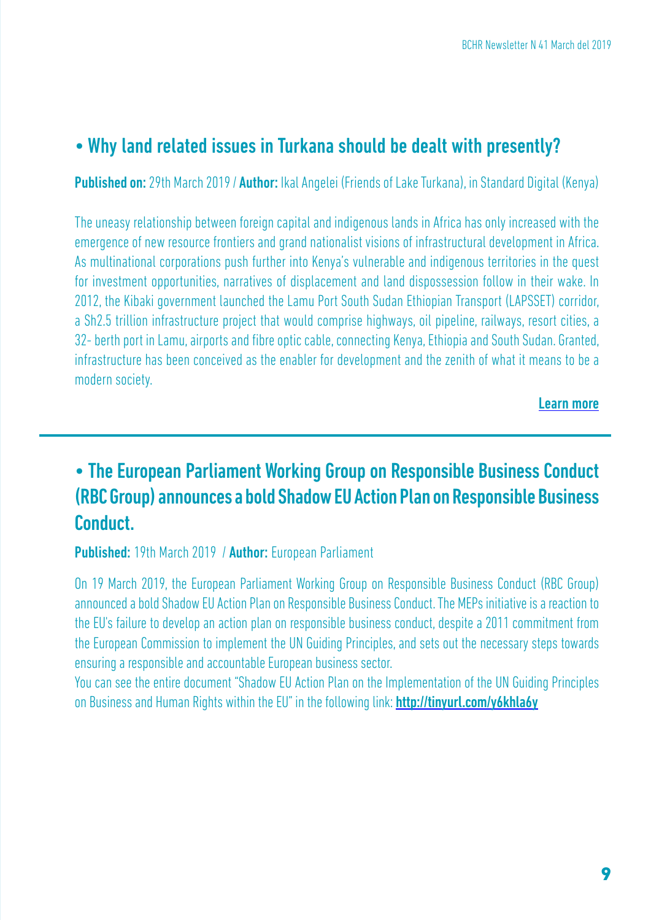## • Why land related issues in Turkana should be dealt with presently?

**Published on:** 29th March 2019 / **Author:** Ikal Angelei (Friends of Lake Turkana), in Standard Digital (Kenya)

The uneasy relationship between foreign capital and indigenous lands in Africa has only increased with the emergence of new resource frontiers and grand nationalist visions of infrastructural development in Africa. As multinational corporations push further into Kenya's vulnerable and indigenous territories in the quest for investment opportunities, narratives of displacement and land dispossession follow in their wake. In 2012, the Kibaki government launched the Lamu Port South Sudan Ethiopian Transport (LAPSSET) corridor, a Sh2.5 trillion infrastructure project that would comprise highways, oil pipeline, railways, resort cities, a 32- berth port in Lamu, airports and fibre optic cable, connecting Kenya, Ethiopia and South Sudan. Granted, infrastructure has been conceived as the enabler for development and the zenith of what it means to be a modern society.

**Learn more**

---

## • The European Parliament Working Group on Responsible Business Conduct (RBC Group) announces a bold Shadow EU Action Plan on Responsible Business Conduct.

**Published:** 19th March 2019 / **Author:** European Parliament

On 19 March 2019, the European Parliament Working Group on Responsible Business Conduct (RBC Group) announced a bold Shadow EU Action Plan on Responsible Business Conduct. The MEPs initiative is a reaction to the EU's failure to develop an action plan on responsible business conduct, despite a 2011 commitment from the European Commission to implement the UN Guiding Principles, and sets out the necessary steps towards ensuring a responsible and accountable European business sector.

You can see the entire document "Shadow EU Action Plan on the Implementation of the UN Guiding Principles on Business and Human Rights within the EU" in the following link: **http://tinyurl.com/y6khla6y**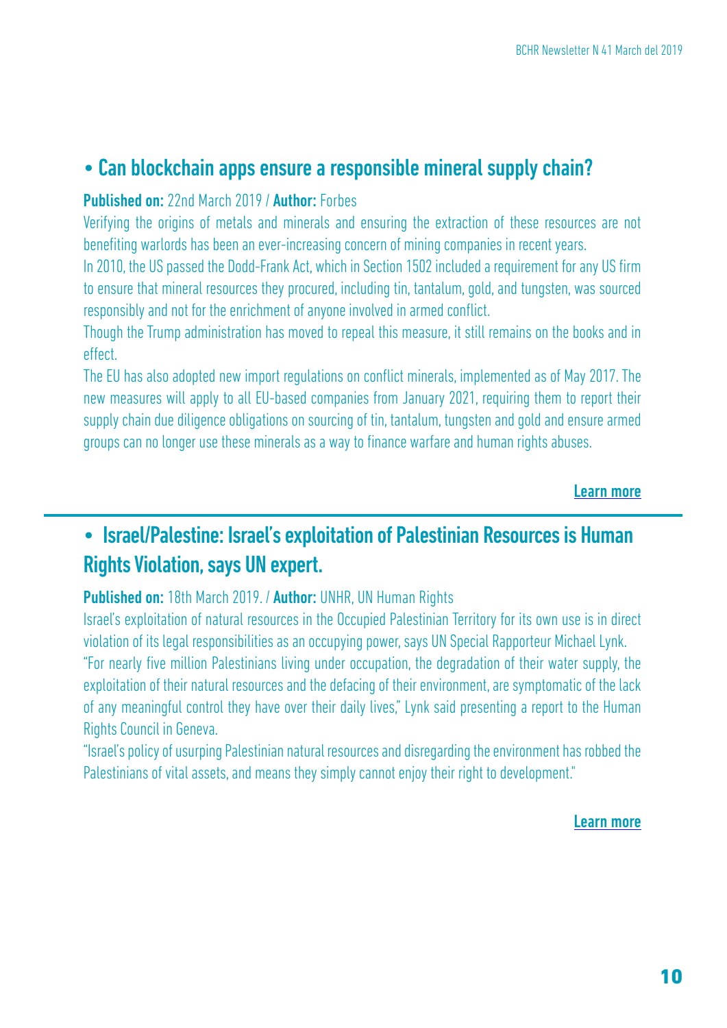## • Can blockchain apps ensure a responsible mineral supply chain?

**Published on:** 22nd March 2019 / **Author:** Forbes

Verifying the origins of metals and minerals and ensuring the extraction of these resources are not benefiting warlords has been an ever-increasing concern of mining companies in recent years.

In 2010, the US passed the Dodd-Frank Act, which in Section 1502 included a requirement for any US firm to ensure that mineral resources they procured, including tin, tantalum, gold, and tungsten, was sourced responsibly and not for the enrichment of anyone involved in armed conflict.

Though the Trump administration has moved to repeal this measure, it still remains on the books and in effect.

The EU has also adopted new import regulations on conflict minerals, implemented as of May 2017. The new measures will apply to all EU-based companies from January 2021, requiring them to report their supply chain due diligence obligations on sourcing of tin, tantalum, tungsten and gold and ensure armed groups can no longer use these minerals as a way to finance warfare and human rights abuses.

**Learn more**

---

## • Israel/Palestine: Israel's exploitation of Palestinian Resources is Human Rights Violation, says UN expert.

**Published on:** 18th March 2019. / **Author:** UNHR, UN Human Rights

Israel's exploitation of natural resources in the Occupied Palestinian Territory for its own use is in direct violation of its legal responsibilities as an occupying power, says UN Special Rapporteur Michael Lynk.

"For nearly five million Palestinians living under occupation, the degradation of their water supply, the exploitation of their natural resources and the defacing of their environment, are symptomatic of the lack of any meaningful control they have over their daily lives," Lynk said presenting a report to the Human Rights Council in Geneva.

"Israel's policy of usurping Palestinian natural resources and disregarding the environment has robbed the Palestinians of vital assets, and means they simply cannot enjoy their right to development."

**Learn more**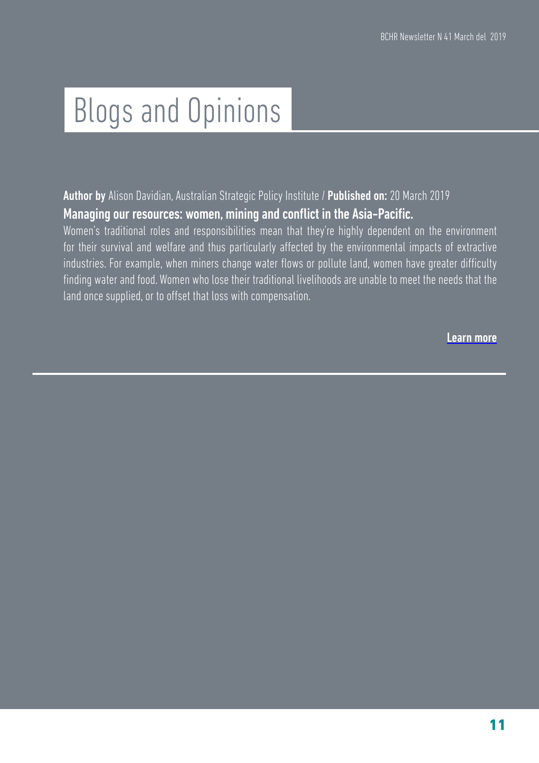# Blogs and Opinions

**Author by** Alison Davidian, Australian Strategic Policy Institute / **Published on:** 20 March 2019

**Managing our resources: women, mining and conflict in the Asia-Pacific.**

Women's traditional roles and responsibilities mean that they're highly dependent on the environment for their survival and welfare and thus particularly affected by the environmental impacts of extractive industries. For example, when miners change water flows or pollute land, women have greater difficulty finding water and food. Women who lose their traditional livelihoods are unable to meet the needs that the land once supplied, or to offset that loss with compensation.

**Learn more**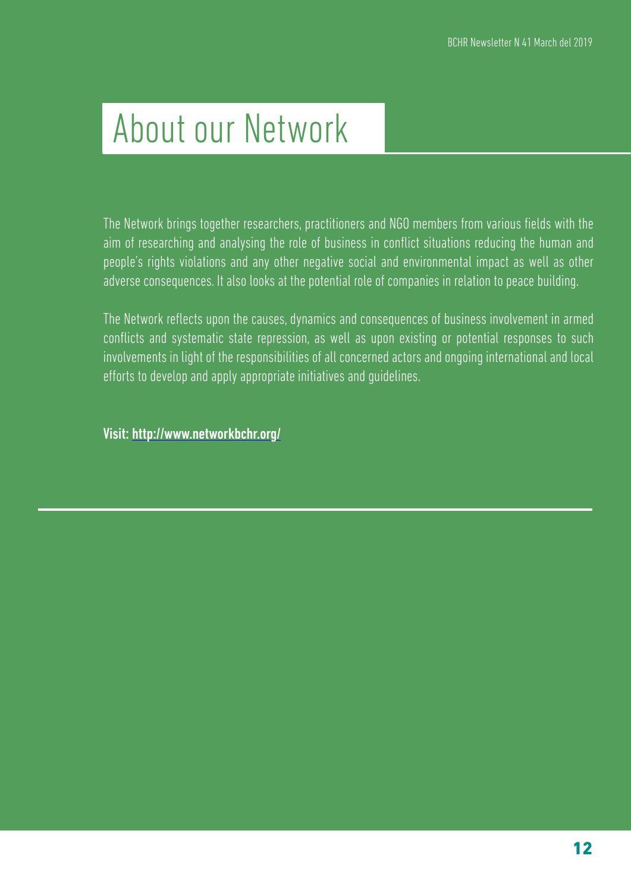# About our Network

The Network brings together researchers, practitioners and NGO members from various fields with the aim of researching and analysing the role of business in conflict situations reducing the human and people's rights violations and any other negative social and environmental impact as well as other adverse consequences. It also looks at the potential role of companies in relation to peace building.

The Network reflects upon the causes, dynamics and consequences of business involvement in armed conflicts and systematic state repression, as well as upon existing or potential responses to such involvements in light of the responsibilities of all concerned actors and ongoing international and local efforts to develop and apply appropriate initiatives and guidelines.

**Visit: http://www.networkbchr.org/**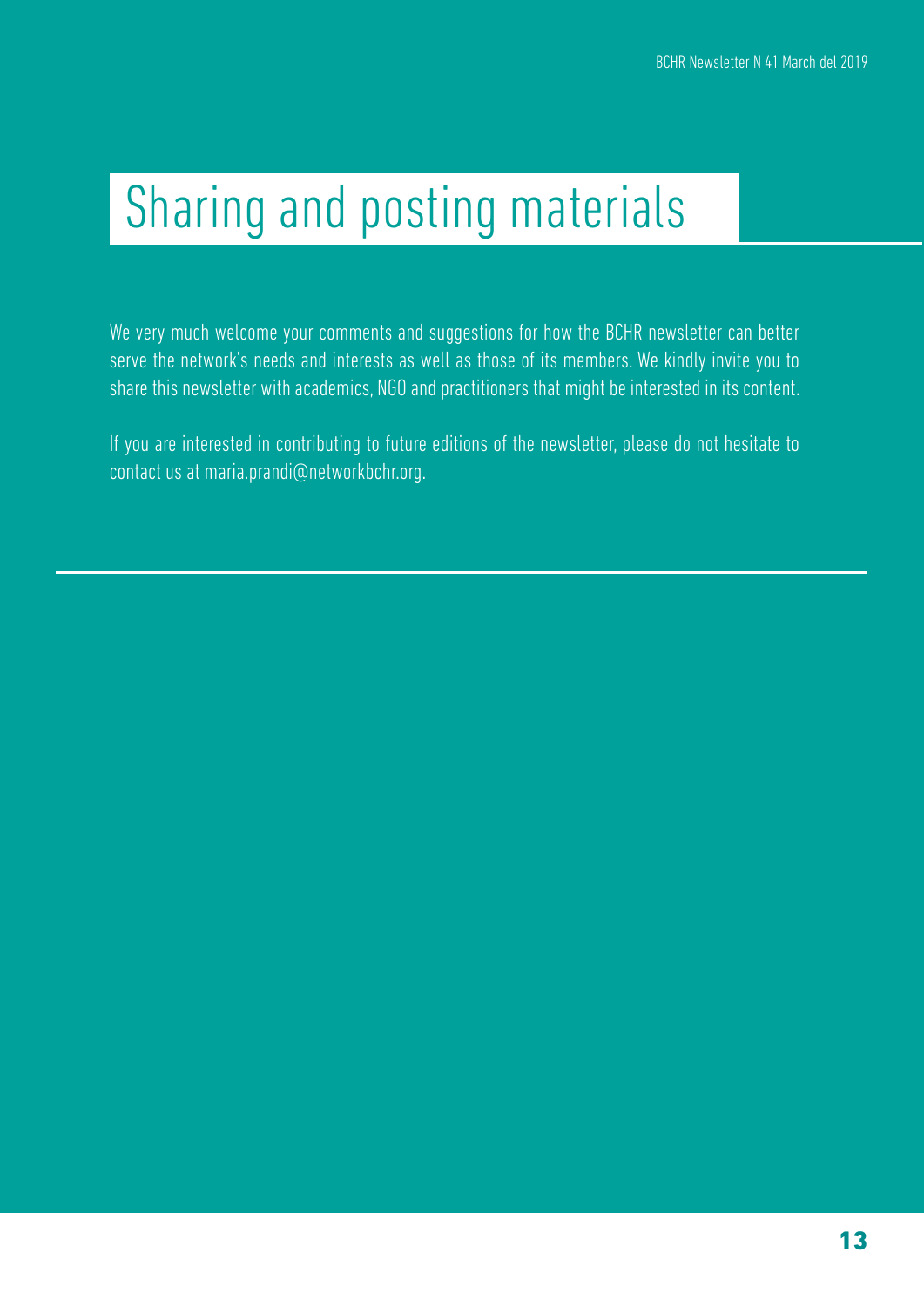# Sharing and posting materials

We very much welcome your comments and suggestions for how the BCHR newsletter can better serve the network's needs and interests as well as those of its members. We kindly invite you to share this newsletter with academics, NGO and practitioners that might be interested in its content.

If you are interested in contributing to future editions of the newsletter, please do not hesitate to contact us at maria.prandi@networkbchr.org.